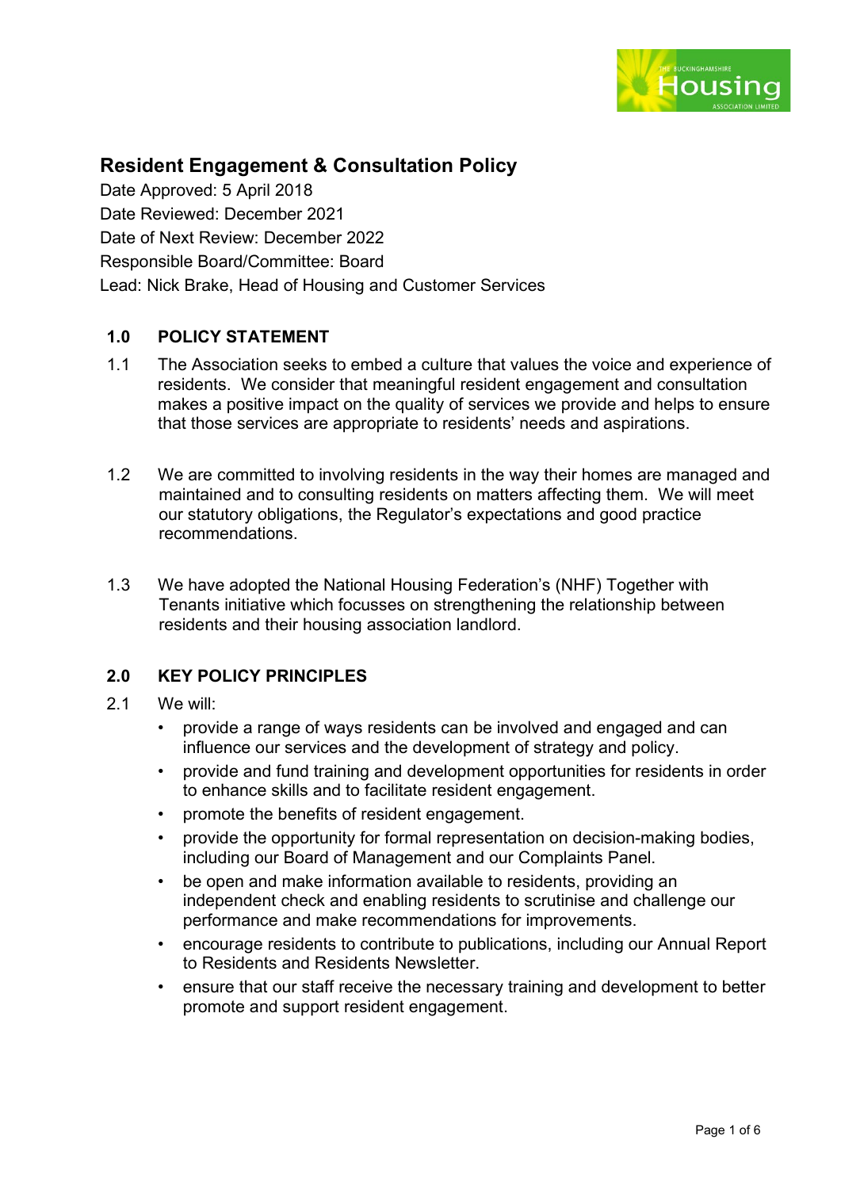# Resident Engagement & Consultation Policy

Date Approved: 5 April 2018
Date Reviewed: December 2021
Date of Next Review: December 2022
Responsible Board/Committee: Board
Lead: Nick Brake, Head of Housing and Customer Services

## 1.0 POLICY STATEMENT

1.1 The Association seeks to embed a culture that values the voice and experience of residents. We consider that meaningful resident engagement and consultation makes a positive impact on the quality of services we provide and helps to ensure that those services are appropriate to residents' needs and aspirations.

1.2 We are committed to involving residents in the way their homes are managed and maintained and to consulting residents on matters affecting them. We will meet our statutory obligations, the Regulator's expectations and good practice recommendations.

1.3 We have adopted the National Housing Federation's (NHF) Together with Tenants initiative which focusses on strengthening the relationship between residents and their housing association landlord.

## 2.0 KEY POLICY PRINCIPLES

2.1 We will:

- provide a range of ways residents can be involved and engaged and can influence our services and the development of strategy and policy.
- provide and fund training and development opportunities for residents in order to enhance skills and to facilitate resident engagement.
- promote the benefits of resident engagement.
- provide the opportunity for formal representation on decision-making bodies, including our Board of Management and our Complaints Panel.
- be open and make information available to residents, providing an independent check and enabling residents to scrutinise and challenge our performance and make recommendations for improvements.
- encourage residents to contribute to publications, including our Annual Report to Residents and Residents Newsletter.
- ensure that our staff receive the necessary training and development to better promote and support resident engagement.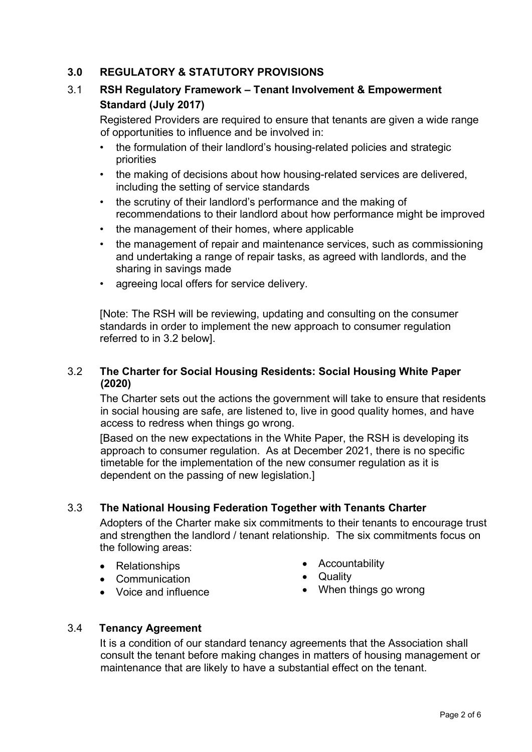## 3.0 REGULATORY & STATUTORY PROVISIONS

### 3.1 RSH Regulatory Framework – Tenant Involvement & Empowerment Standard (July 2017)

Registered Providers are required to ensure that tenants are given a wide range of opportunities to influence and be involved in:

- the formulation of their landlord's housing-related policies and strategic priorities
- the making of decisions about how housing-related services are delivered, including the setting of service standards
- the scrutiny of their landlord's performance and the making of recommendations to their landlord about how performance might be improved
- the management of their homes, where applicable
- the management of repair and maintenance services, such as commissioning and undertaking a range of repair tasks, as agreed with landlords, and the sharing in savings made
- agreeing local offers for service delivery.

[Note: The RSH will be reviewing, updating and consulting on the consumer standards in order to implement the new approach to consumer regulation referred to in 3.2 below].

### 3.2 The Charter for Social Housing Residents: Social Housing White Paper (2020)

The Charter sets out the actions the government will take to ensure that residents in social housing are safe, are listened to, live in good quality homes, and have access to redress when things go wrong.

[Based on the new expectations in the White Paper, the RSH is developing its approach to consumer regulation. As at December 2021, there is no specific timetable for the implementation of the new consumer regulation as it is dependent on the passing of new legislation.]

### 3.3 The National Housing Federation Together with Tenants Charter

Adopters of the Charter make six commitments to their tenants to encourage trust and strengthen the landlord / tenant relationship. The six commitments focus on the following areas:

- Relationships
- Communication
- Voice and influence
- Accountability
- Quality
- When things go wrong

### 3.4 Tenancy Agreement

It is a condition of our standard tenancy agreements that the Association shall consult the tenant before making changes in matters of housing management or maintenance that are likely to have a substantial effect on the tenant.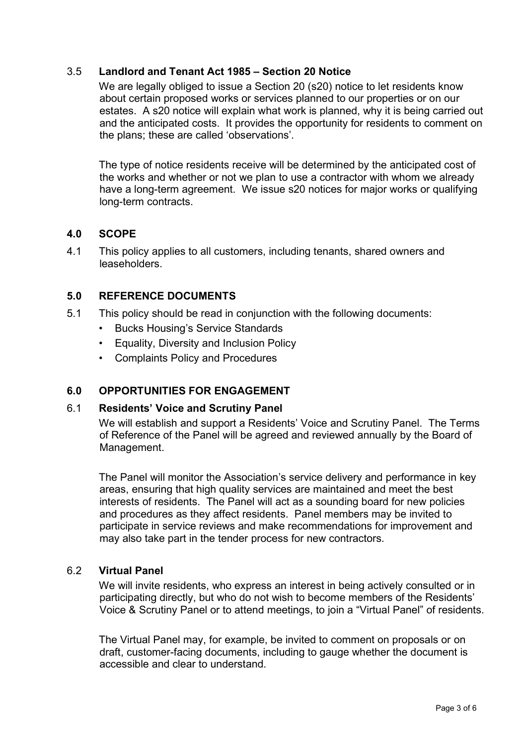### 3.5 Landlord and Tenant Act 1985 – Section 20 Notice

We are legally obliged to issue a Section 20 (s20) notice to let residents know about certain proposed works or services planned to our properties or on our estates. A s20 notice will explain what work is planned, why it is being carried out and the anticipated costs. It provides the opportunity for residents to comment on the plans; these are called 'observations'.

The type of notice residents receive will be determined by the anticipated cost of the works and whether or not we plan to use a contractor with whom we already have a long-term agreement. We issue s20 notices for major works or qualifying long-term contracts.

## 4.0 SCOPE

4.1 This policy applies to all customers, including tenants, shared owners and leaseholders.

## 5.0 REFERENCE DOCUMENTS

5.1 This policy should be read in conjunction with the following documents:

- Bucks Housing's Service Standards
- Equality, Diversity and Inclusion Policy
- Complaints Policy and Procedures

## 6.0 OPPORTUNITIES FOR ENGAGEMENT

### 6.1 Residents' Voice and Scrutiny Panel

We will establish and support a Residents' Voice and Scrutiny Panel. The Terms of Reference of the Panel will be agreed and reviewed annually by the Board of Management.

The Panel will monitor the Association's service delivery and performance in key areas, ensuring that high quality services are maintained and meet the best interests of residents. The Panel will act as a sounding board for new policies and procedures as they affect residents. Panel members may be invited to participate in service reviews and make recommendations for improvement and may also take part in the tender process for new contractors.

### 6.2 Virtual Panel

We will invite residents, who express an interest in being actively consulted or in participating directly, but who do not wish to become members of the Residents' Voice & Scrutiny Panel or to attend meetings, to join a "Virtual Panel" of residents.

The Virtual Panel may, for example, be invited to comment on proposals or on draft, customer-facing documents, including to gauge whether the document is accessible and clear to understand.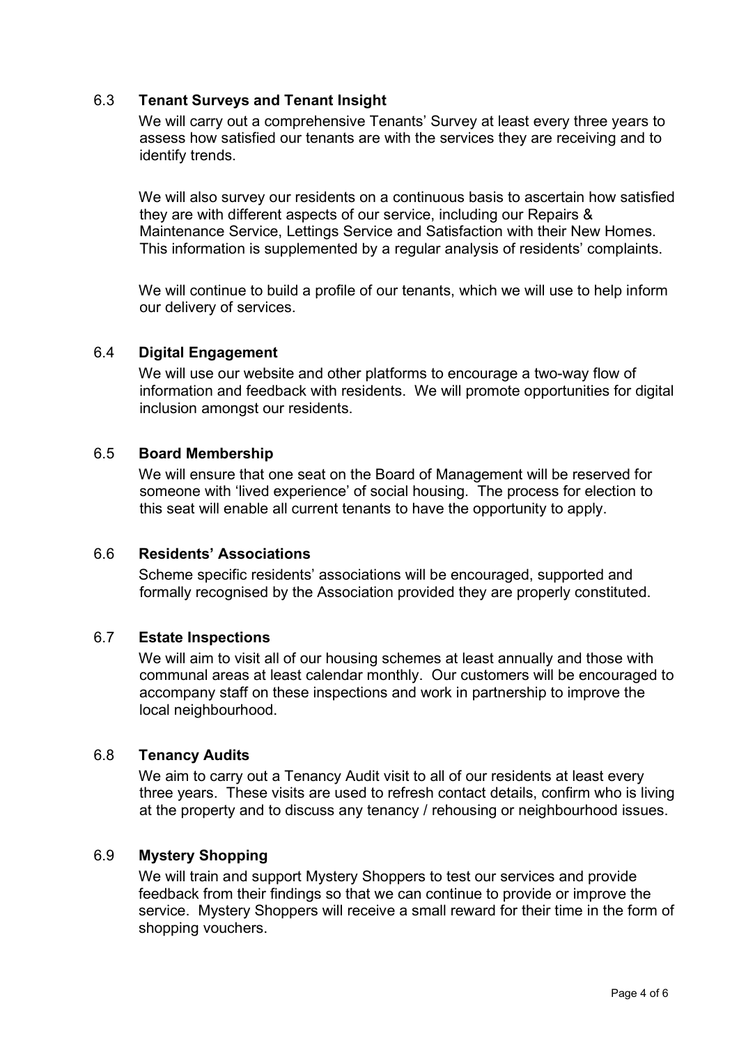### 6.3 Tenant Surveys and Tenant Insight

We will carry out a comprehensive Tenants' Survey at least every three years to assess how satisfied our tenants are with the services they are receiving and to identify trends.

We will also survey our residents on a continuous basis to ascertain how satisfied they are with different aspects of our service, including our Repairs & Maintenance Service, Lettings Service and Satisfaction with their New Homes. This information is supplemented by a regular analysis of residents' complaints.

We will continue to build a profile of our tenants, which we will use to help inform our delivery of services.

### 6.4 Digital Engagement

We will use our website and other platforms to encourage a two-way flow of information and feedback with residents. We will promote opportunities for digital inclusion amongst our residents.

### 6.5 Board Membership

We will ensure that one seat on the Board of Management will be reserved for someone with 'lived experience' of social housing. The process for election to this seat will enable all current tenants to have the opportunity to apply.

### 6.6 Residents' Associations

Scheme specific residents' associations will be encouraged, supported and formally recognised by the Association provided they are properly constituted.

### 6.7 Estate Inspections

We will aim to visit all of our housing schemes at least annually and those with communal areas at least calendar monthly. Our customers will be encouraged to accompany staff on these inspections and work in partnership to improve the local neighbourhood.

### 6.8 Tenancy Audits

We aim to carry out a Tenancy Audit visit to all of our residents at least every three years. These visits are used to refresh contact details, confirm who is living at the property and to discuss any tenancy / rehousing or neighbourhood issues.

### 6.9 Mystery Shopping

We will train and support Mystery Shoppers to test our services and provide feedback from their findings so that we can continue to provide or improve the service. Mystery Shoppers will receive a small reward for their time in the form of shopping vouchers.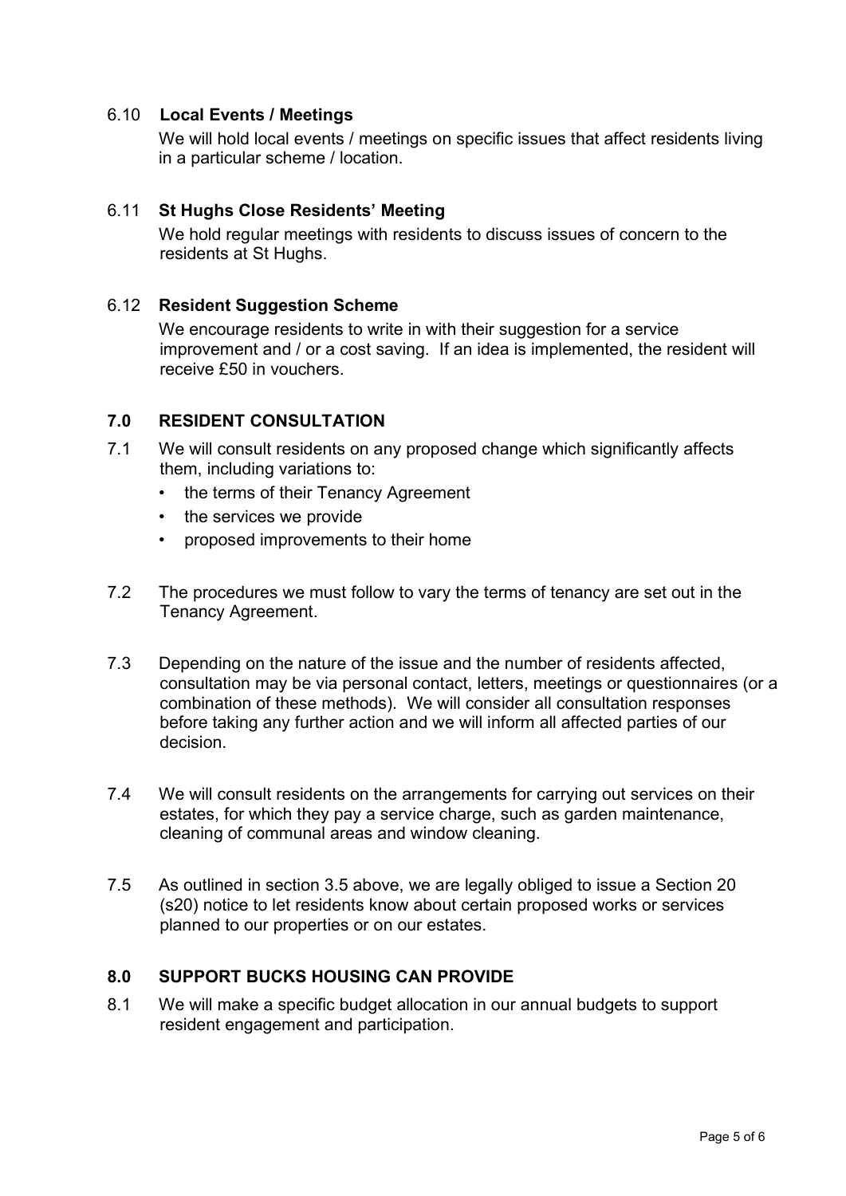### 6.10 Local Events / Meetings

We will hold local events / meetings on specific issues that affect residents living in a particular scheme / location.

### 6.11 St Hughs Close Residents' Meeting

We hold regular meetings with residents to discuss issues of concern to the residents at St Hughs.

### 6.12 Resident Suggestion Scheme

We encourage residents to write in with their suggestion for a service improvement and / or a cost saving. If an idea is implemented, the resident will receive £50 in vouchers.

## 7.0 RESIDENT CONSULTATION

7.1 We will consult residents on any proposed change which significantly affects them, including variations to:

- the terms of their Tenancy Agreement
- the services we provide
- proposed improvements to their home

7.2 The procedures we must follow to vary the terms of tenancy are set out in the Tenancy Agreement.

7.3 Depending on the nature of the issue and the number of residents affected, consultation may be via personal contact, letters, meetings or questionnaires (or a combination of these methods). We will consider all consultation responses before taking any further action and we will inform all affected parties of our decision.

7.4 We will consult residents on the arrangements for carrying out services on their estates, for which they pay a service charge, such as garden maintenance, cleaning of communal areas and window cleaning.

7.5 As outlined in section 3.5 above, we are legally obliged to issue a Section 20 (s20) notice to let residents know about certain proposed works or services planned to our properties or on our estates.

## 8.0 SUPPORT BUCKS HOUSING CAN PROVIDE

8.1 We will make a specific budget allocation in our annual budgets to support resident engagement and participation.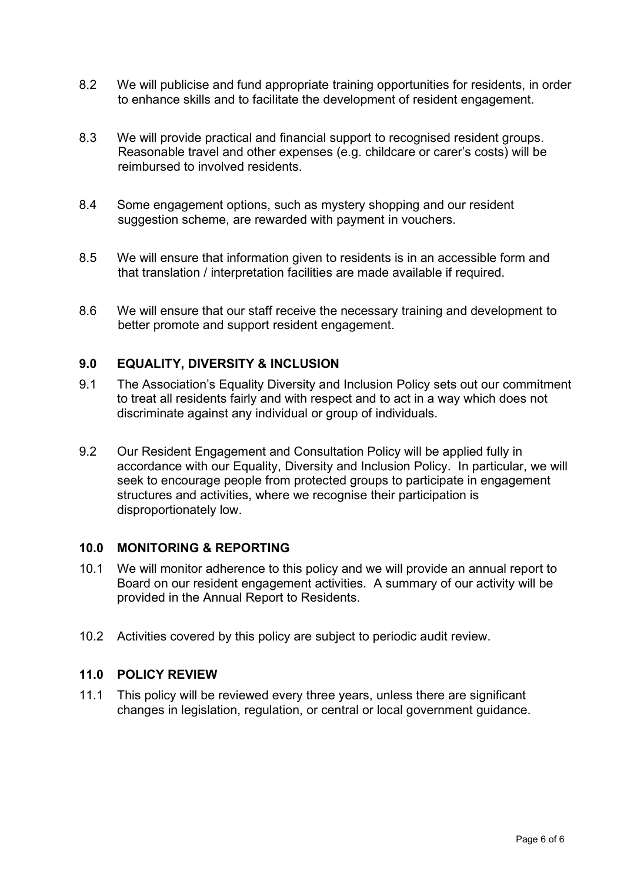8.2 We will publicise and fund appropriate training opportunities for residents, in order to enhance skills and to facilitate the development of resident engagement.

8.3 We will provide practical and financial support to recognised resident groups. Reasonable travel and other expenses (e.g. childcare or carer's costs) will be reimbursed to involved residents.

8.4 Some engagement options, such as mystery shopping and our resident suggestion scheme, are rewarded with payment in vouchers.

8.5 We will ensure that information given to residents is in an accessible form and that translation / interpretation facilities are made available if required.

8.6 We will ensure that our staff receive the necessary training and development to better promote and support resident engagement.

## 9.0 EQUALITY, DIVERSITY & INCLUSION

9.1 The Association's Equality Diversity and Inclusion Policy sets out our commitment to treat all residents fairly and with respect and to act in a way which does not discriminate against any individual or group of individuals.

9.2 Our Resident Engagement and Consultation Policy will be applied fully in accordance with our Equality, Diversity and Inclusion Policy. In particular, we will seek to encourage people from protected groups to participate in engagement structures and activities, where we recognise their participation is disproportionately low.

## 10.0 MONITORING & REPORTING

10.1 We will monitor adherence to this policy and we will provide an annual report to Board on our resident engagement activities. A summary of our activity will be provided in the Annual Report to Residents.

10.2 Activities covered by this policy are subject to periodic audit review.

## 11.0 POLICY REVIEW

11.1 This policy will be reviewed every three years, unless there are significant changes in legislation, regulation, or central or local government guidance.